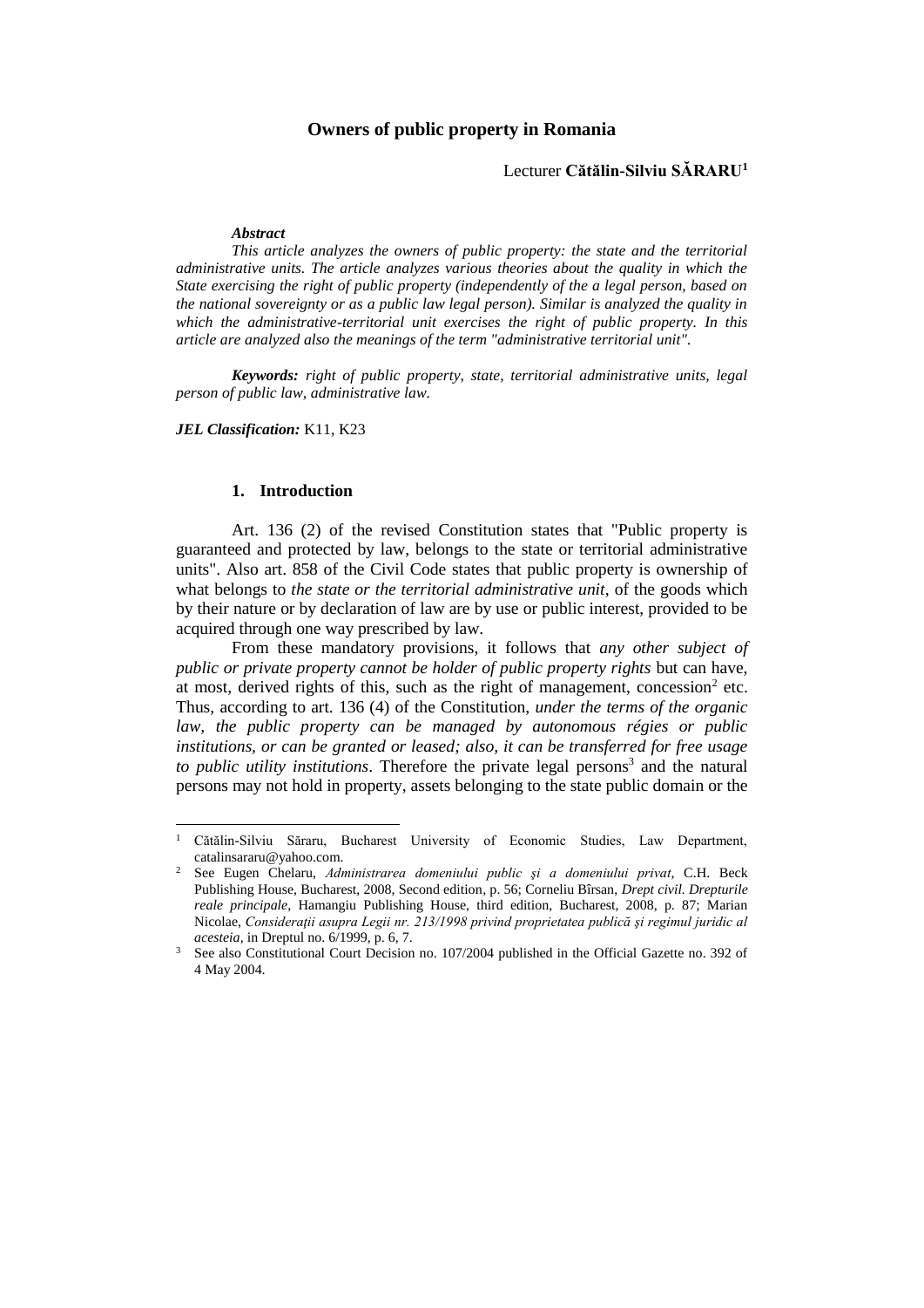# Owners of public property in Romania

Lecturer **Cătălin-Silviu SĂRARU**[1]

***Abstract***

*This article analyzes the owners of public property: the state and the territorial administrative units. The article analyzes various theories about the quality in which the State exercising the right of public property (independently of the a legal person, based on the national sovereignty or as a public law legal person). Similar is analyzed the quality in which the administrative-territorial unit exercises the right of public property. In this article are analyzed also the meanings of the term "administrative territorial unit".*

***Keywords:*** *right of public property, state, territorial administrative units, legal person of public law, administrative law.*

***JEL Classification:*** K11, K23

## 1. Introduction

Art. 136 (2) of the revised Constitution states that "Public property is guaranteed and protected by law, belongs to the state or territorial administrative units". Also art. 858 of the Civil Code states that public property is ownership of what belongs to *the state or the territorial administrative unit*, of the goods which by their nature or by declaration of law are by use or public interest, provided to be acquired through one way prescribed by law.

From these mandatory provisions, it follows that *any other subject of public or private property cannot be holder of public property rights* but can have, at most, derived rights of this, such as the right of management, concession[2] etc. Thus, according to art. 136 (4) of the Constitution, *under the terms of the organic law, the public property can be managed by autonomous régies or public institutions, or can be granted or leased; also, it can be transferred for free usage to public utility institutions*. Therefore the private legal persons[3] and the natural persons may not hold in property, assets belonging to the state public domain or the

---

[1] Cătălin-Silviu Săraru, Bucharest University of Economic Studies, Law Department, catalinsararu@yahoo.com.

[2] See Eugen Chelaru, *Administrarea domeniului public şi a domeniului privat*, C.H. Beck Publishing House, Bucharest, 2008, Second edition, p. 56; Corneliu Bîrsan, *Drept civil. Drepturile reale principale*, Hamangiu Publishing House, third edition, Bucharest, 2008, p. 87; Marian Nicolae, *Consideraţii asupra Legii nr. 213/1998 privind proprietatea publică şi regimul juridic al acesteia*, in Dreptul no. 6/1999, p. 6, 7.

[3] See also Constitutional Court Decision no. 107/2004 published in the Official Gazette no. 392 of 4 May 2004.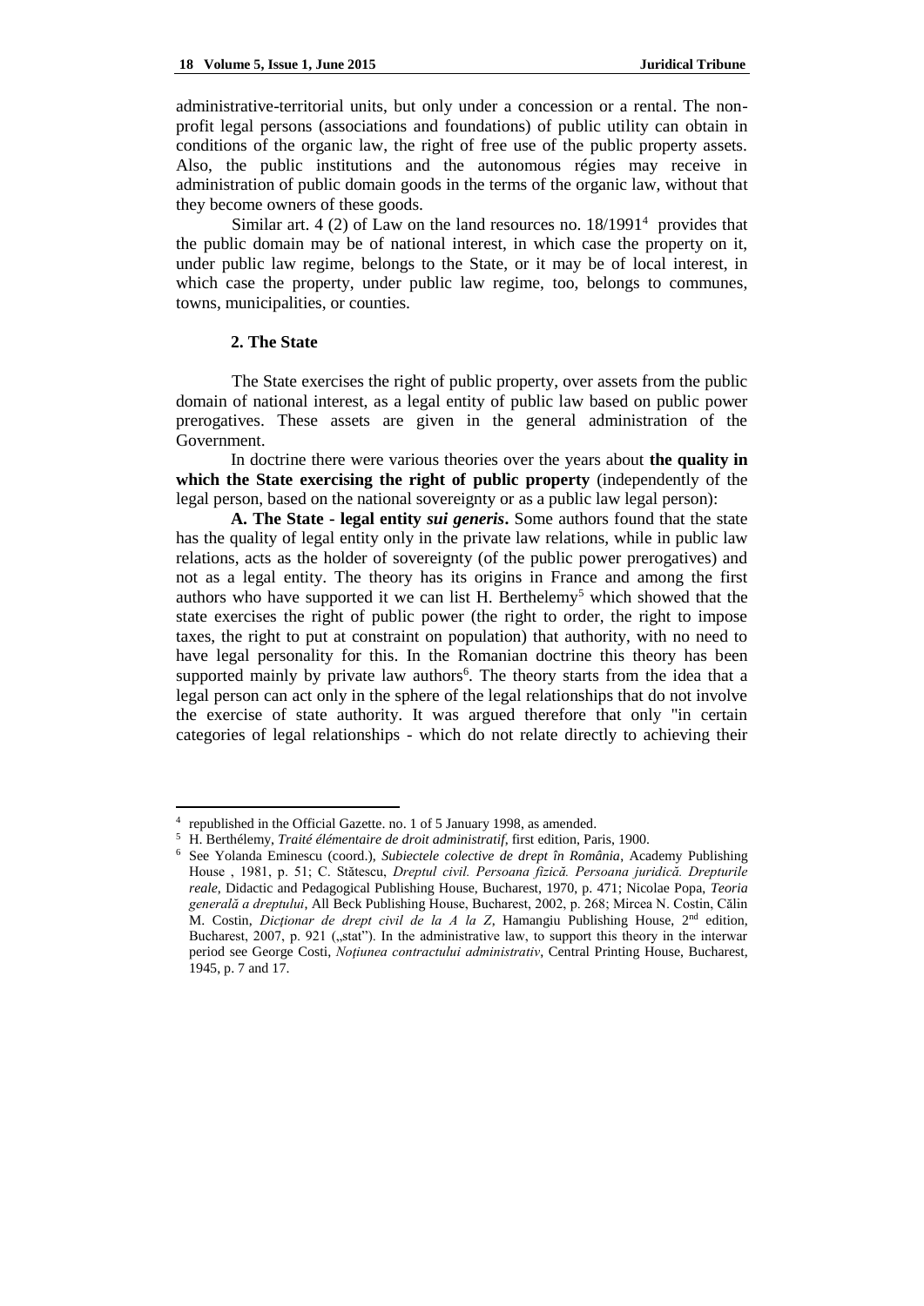administrative-territorial units, but only under a concession or a rental. The non-profit legal persons (associations and foundations) of public utility can obtain in conditions of the organic law, the right of free use of the public property assets. Also, the public institutions and the autonomous régies may receive in administration of public domain goods in the terms of the organic law, without that they become owners of these goods.

Similar art. 4 (2) of Law on the land resources no. 18/1991[4] provides that the public domain may be of national interest, in which case the property on it, under public law regime, belongs to the State, or it may be of local interest, in which case the property, under public law regime, too, belongs to communes, towns, municipalities, or counties.

## 2. The State

The State exercises the right of public property, over assets from the public domain of national interest, as a legal entity of public law based on public power prerogatives. These assets are given in the general administration of the Government.

In doctrine there were various theories over the years about **the quality in which the State exercising the right of public property** (independently of the legal person, based on the national sovereignty or as a public law legal person):

**A. The State - legal entity *sui generis*.** Some authors found that the state has the quality of legal entity only in the private law relations, while in public law relations, acts as the holder of sovereignty (of the public power prerogatives) and not as a legal entity. The theory has its origins in France and among the first authors who have supported it we can list H. Berthelemy[5] which showed that the state exercises the right of public power (the right to order, the right to impose taxes, the right to put at constraint on population) that authority, with no need to have legal personality for this. In the Romanian doctrine this theory has been supported mainly by private law authors[6]. The theory starts from the idea that a legal person can act only in the sphere of the legal relationships that do not involve the exercise of state authority. It was argued therefore that only "in certain categories of legal relationships - which do not relate directly to achieving their

---

[4] republished in the Official Gazette. no. 1 of 5 January 1998, as amended.

[5] H. Berthélemy, *Traité élémentaire de droit administratif*, first edition, Paris, 1900.

[6] See Yolanda Eminescu (coord.), *Subiectele colective de drept în România*, Academy Publishing House , 1981, p. 51; C. Stătescu, *Dreptul civil. Persoana fizică. Persoana juridică. Drepturile reale*, Didactic and Pedagogical Publishing House, Bucharest, 1970, p. 471; Nicolae Popa, *Teoria generală a dreptului*, All Beck Publishing House, Bucharest, 2002, p. 268; Mircea N. Costin, Călin M. Costin, *Dicționar de drept civil de la A la Z*, Hamangiu Publishing House, 2nd edition, Bucharest, 2007, p. 921 („stat"). In the administrative law, to support this theory in the interwar period see George Costi, *Noțiunea contractului administrativ*, Central Printing House, Bucharest, 1945, p. 7 and 17.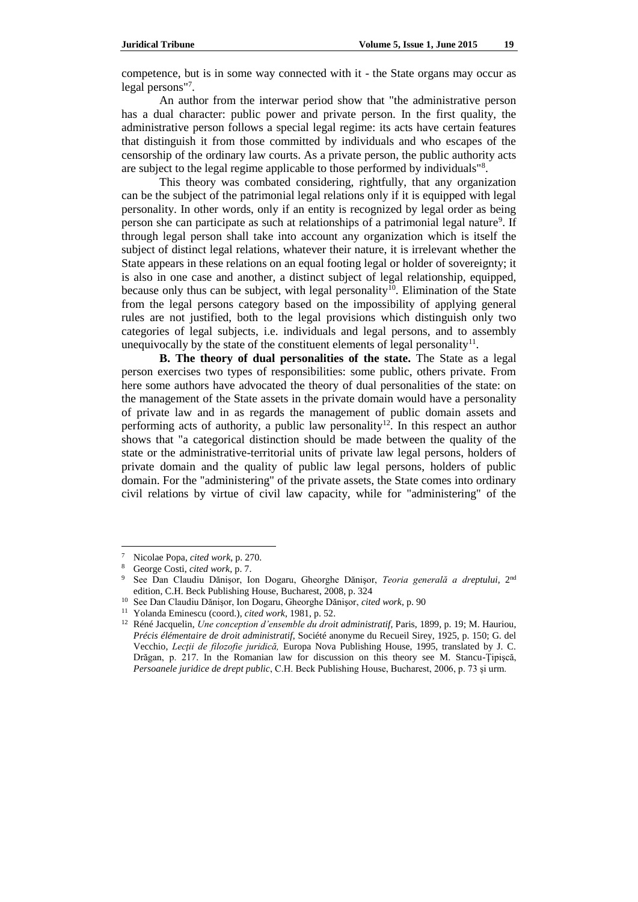competence, but is in some way connected with it - the State organs may occur as legal persons"[7].

An author from the interwar period show that "the administrative person has a dual character: public power and private person. In the first quality, the administrative person follows a special legal regime: its acts have certain features that distinguish it from those committed by individuals and who escapes of the censorship of the ordinary law courts. As a private person, the public authority acts are subject to the legal regime applicable to those performed by individuals"[8].

This theory was combated considering, rightfully, that any organization can be the subject of the patrimonial legal relations only if it is equipped with legal personality. In other words, only if an entity is recognized by legal order as being person she can participate as such at relationships of a patrimonial legal nature[9]. If through legal person shall take into account any organization which is itself the subject of distinct legal relations, whatever their nature, it is irrelevant whether the State appears in these relations on an equal footing legal or holder of sovereignty; it is also in one case and another, a distinct subject of legal relationship, equipped, because only thus can be subject, with legal personality[10]. Elimination of the State from the legal persons category based on the impossibility of applying general rules are not justified, both to the legal provisions which distinguish only two categories of legal subjects, i.e. individuals and legal persons, and to assembly unequivocally by the state of the constituent elements of legal personality[11].

**B. The theory of dual personalities of the state.** The State as a legal person exercises two types of responsibilities: some public, others private. From here some authors have advocated the theory of dual personalities of the state: on the management of the State assets in the private domain would have a personality of private law and in as regards the management of public domain assets and performing acts of authority, a public law personality[12]. In this respect an author shows that "a categorical distinction should be made between the quality of the state or the administrative-territorial units of private law legal persons, holders of private domain and the quality of public law legal persons, holders of public domain. For the "administering" of the private assets, the State comes into ordinary civil relations by virtue of civil law capacity, while for "administering" of the

---

[7] Nicolae Popa, *cited work*, p. 270.

[8] George Costi, *cited work*, p. 7.

[9] See Dan Claudiu Dănişor, Ion Dogaru, Gheorghe Dănişor, *Teoria generală a dreptului*, 2nd edition, C.H. Beck Publishing House, Bucharest, 2008, p. 324

[10] See Dan Claudiu Dănişor, Ion Dogaru, Gheorghe Dănişor, *cited work*, p. 90

[11] Yolanda Eminescu (coord.), *cited work*, 1981, p. 52.

[12] Réné Jacquelin, *Une conception d'ensemble du droit administratif*, Paris, 1899, p. 19; M. Hauriou, *Précis élémentaire de droit administratif*, Société anonyme du Recueil Sirey, 1925, p. 150; G. del Vecchio, *Lecţii de filozofie juridică,* Europa Nova Publishing House, 1995, translated by J. C. Drăgan, p. 217. In the Romanian law for discussion on this theory see M. Stancu-Ţipişcă, *Persoanele juridice de drept public*, C.H. Beck Publishing House, Bucharest, 2006, p. 73 şi urm.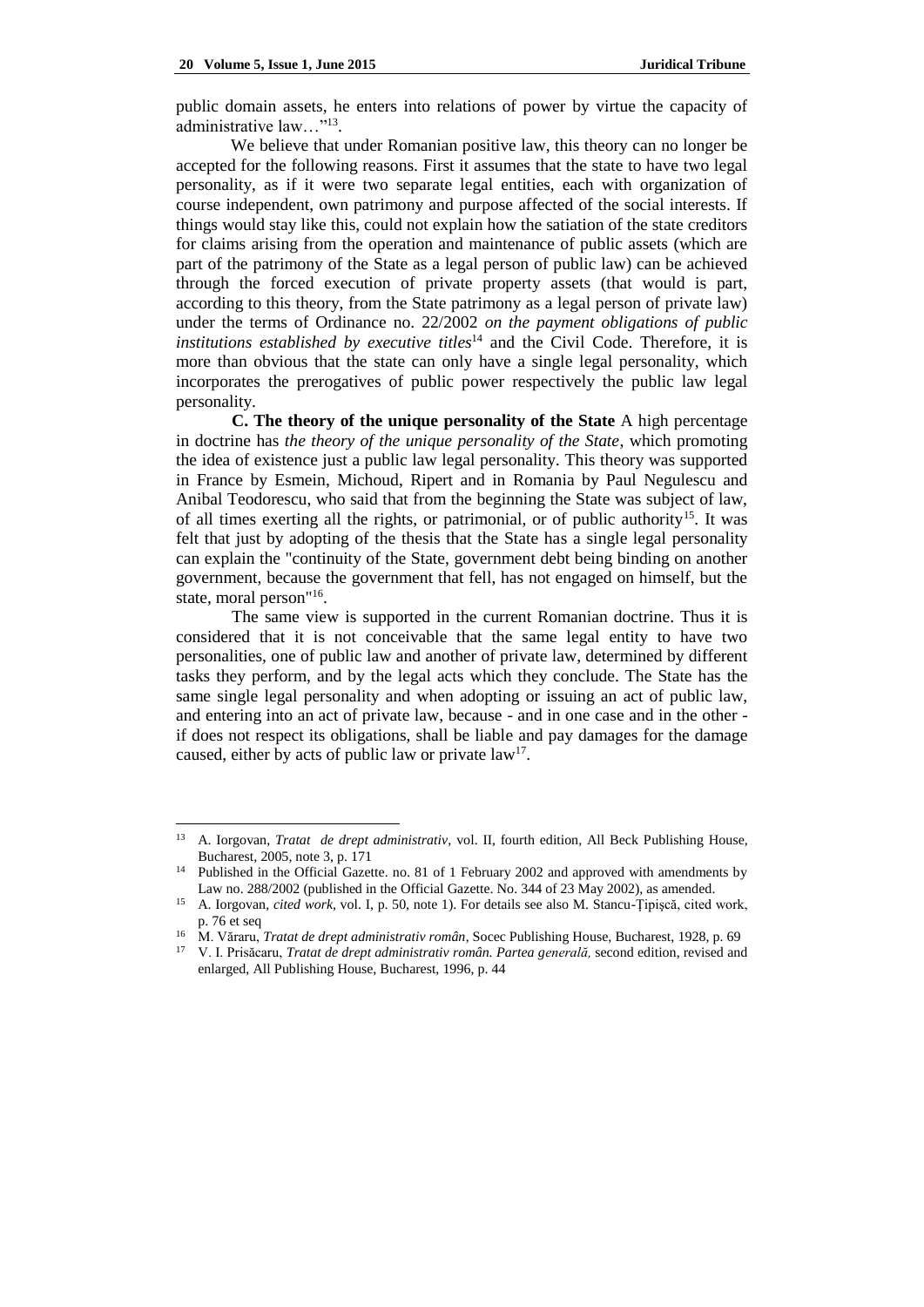public domain assets, he enters into relations of power by virtue the capacity of administrative law…"[13].

We believe that under Romanian positive law, this theory can no longer be accepted for the following reasons. First it assumes that the state to have two legal personality, as if it were two separate legal entities, each with organization of course independent, own patrimony and purpose affected of the social interests. If things would stay like this, could not explain how the satiation of the state creditors for claims arising from the operation and maintenance of public assets (which are part of the patrimony of the State as a legal person of public law) can be achieved through the forced execution of private property assets (that would is part, according to this theory, from the State patrimony as a legal person of private law) under the terms of Ordinance no. 22/2002 *on the payment obligations of public institutions established by executive titles*[14] and the Civil Code. Therefore, it is more than obvious that the state can only have a single legal personality, which incorporates the prerogatives of public power respectively the public law legal personality.

**C. The theory of the unique personality of the State** A high percentage in doctrine has *the theory of the unique personality of the State*, which promoting the idea of existence just a public law legal personality. This theory was supported in France by Esmein, Michoud, Ripert and in Romania by Paul Negulescu and Anibal Teodorescu, who said that from the beginning the State was subject of law, of all times exerting all the rights, or patrimonial, or of public authority[15]. It was felt that just by adopting of the thesis that the State has a single legal personality can explain the "continuity of the State, government debt being binding on another government, because the government that fell, has not engaged on himself, but the state, moral person"[16].

The same view is supported in the current Romanian doctrine. Thus it is considered that it is not conceivable that the same legal entity to have two personalities, one of public law and another of private law, determined by different tasks they perform, and by the legal acts which they conclude. The State has the same single legal personality and when adopting or issuing an act of public law, and entering into an act of private law, because - and in one case and in the other - if does not respect its obligations, shall be liable and pay damages for the damage caused, either by acts of public law or private law[17].

---

[13] A. Iorgovan, *Tratat de drept administrativ*, vol. II, fourth edition, All Beck Publishing House, Bucharest, 2005, note 3, p. 171

[14] Published in the Official Gazette. no. 81 of 1 February 2002 and approved with amendments by Law no. 288/2002 (published in the Official Gazette. No. 344 of 23 May 2002), as amended.

[15] A. Iorgovan, *cited work*, vol. I, p. 50, note 1). For details see also M. Stancu-Ţipişcă, cited work, p. 76 et seq

[16] M. Văraru, *Tratat de drept administrativ român*, Socec Publishing House, Bucharest, 1928, p. 69

[17] V. I. Prisăcaru, *Tratat de drept administrativ român. Partea generală,* second edition, revised and enlarged, All Publishing House, Bucharest, 1996, p. 44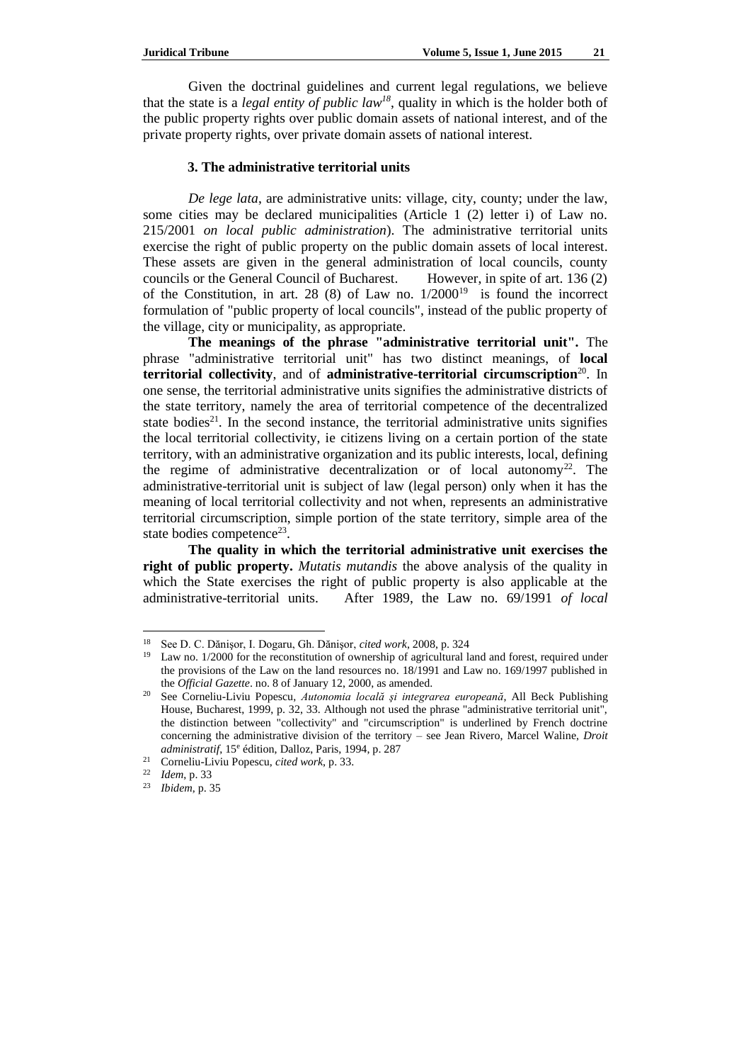Given the doctrinal guidelines and current legal regulations, we believe that the state is a *legal entity of public law*[18], quality in which is the holder both of the public property rights over public domain assets of national interest, and of the private property rights, over private domain assets of national interest.

### 3. The administrative territorial units

*De lege lata*, are administrative units: village, city, county; under the law, some cities may be declared municipalities (Article 1 (2) letter i) of Law no. 215/2001 *on local public administration*). The administrative territorial units exercise the right of public property on the public domain assets of local interest. These assets are given in the general administration of local councils, county councils or the General Council of Bucharest. However, in spite of art. 136 (2) of the Constitution, in art. 28 (8) of Law no. 1/2000[19] is found the incorrect formulation of "public property of local councils", instead of the public property of the village, city or municipality, as appropriate.

**The meanings of the phrase "administrative territorial unit".** The phrase "administrative territorial unit" has two distinct meanings, of **local territorial collectivity**, and of **administrative-territorial circumscription**[20]. In one sense, the territorial administrative units signifies the administrative districts of the state territory, namely the area of territorial competence of the decentralized state bodies[21]. In the second instance, the territorial administrative units signifies the local territorial collectivity, ie citizens living on a certain portion of the state territory, with an administrative organization and its public interests, local, defining the regime of administrative decentralization or of local autonomy[22]. The administrative-territorial unit is subject of law (legal person) only when it has the meaning of local territorial collectivity and not when, represents an administrative territorial circumscription, simple portion of the state territory, simple area of the state bodies competence[23].

**The quality in which the territorial administrative unit exercises the right of public property.** *Mutatis mutandis* the above analysis of the quality in which the State exercises the right of public property is also applicable at the administrative-territorial units. After 1989, the Law no. 69/1991 *of local*

---

[18] See D. C. Dănişor, I. Dogaru, Gh. Dănişor, *cited work*, 2008, p. 324

[19] Law no. 1/2000 for the reconstitution of ownership of agricultural land and forest, required under the provisions of the Law on the land resources no. 18/1991 and Law no. 169/1997 published in the *Official Gazette*. no. 8 of January 12, 2000, as amended.

[20] See Corneliu-Liviu Popescu, *Autonomia locală şi integrarea europeană*, All Beck Publishing House, Bucharest, 1999, p. 32, 33. Although not used the phrase "administrative territorial unit", the distinction between "collectivity" and "circumscription" is underlined by French doctrine concerning the administrative division of the territory – see Jean Rivero, Marcel Waline, *Droit administratif*, 15e édition, Dalloz, Paris, 1994, p. 287

[21] Corneliu-Liviu Popescu, *cited work*, p. 33.

[22] *Idem*, p. 33

[23] *Ibidem*, p. 35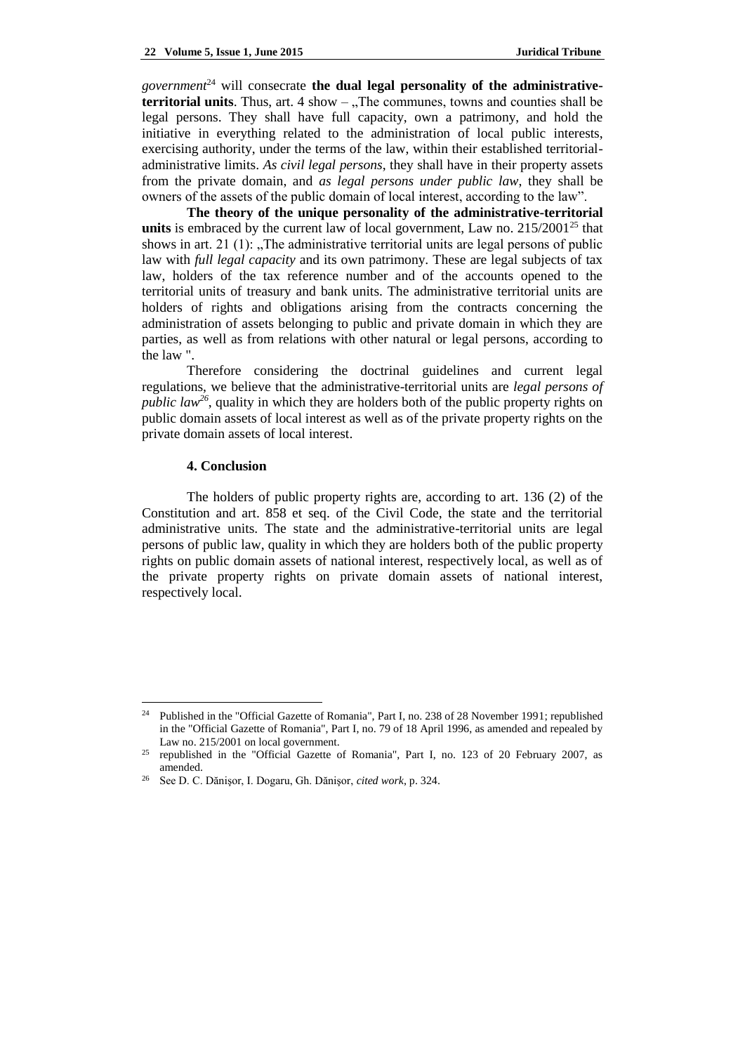*government*[24] will consecrate **the dual legal personality of the administrative-territorial units**. Thus, art. 4 show – „The communes, towns and counties shall be legal persons. They shall have full capacity, own a patrimony, and hold the initiative in everything related to the administration of local public interests, exercising authority, under the terms of the law, within their established territorial-administrative limits. *As civil legal persons*, they shall have in their property assets from the private domain, and *as legal persons under public law*, they shall be owners of the assets of the public domain of local interest, according to the law".

**The theory of the unique personality of the administrative-territorial units** is embraced by the current law of local government, Law no. 215/2001[25] that shows in art. 21 (1): „The administrative territorial units are legal persons of public law with *full legal capacity* and its own patrimony. These are legal subjects of tax law, holders of the tax reference number and of the accounts opened to the territorial units of treasury and bank units. The administrative territorial units are holders of rights and obligations arising from the contracts concerning the administration of assets belonging to public and private domain in which they are parties, as well as from relations with other natural or legal persons, according to the law ".

Therefore considering the doctrinal guidelines and current legal regulations, we believe that the administrative-territorial units are *legal persons of public law*[26], quality in which they are holders both of the public property rights on public domain assets of local interest as well as of the private property rights on the private domain assets of local interest.

## 4. Conclusion

The holders of public property rights are, according to art. 136 (2) of the Constitution and art. 858 et seq. of the Civil Code, the state and the territorial administrative units. The state and the administrative-territorial units are legal persons of public law, quality in which they are holders both of the public property rights on public domain assets of national interest, respectively local, as well as of the private property rights on private domain assets of national interest, respectively local.

---

[24] Published in the "Official Gazette of Romania", Part I, no. 238 of 28 November 1991; republished in the "Official Gazette of Romania", Part I, no. 79 of 18 April 1996, as amended and repealed by Law no. 215/2001 on local government.

[25] republished in the "Official Gazette of Romania", Part I, no. 123 of 20 February 2007, as amended.

[26] See D. C. Dănişor, I. Dogaru, Gh. Dănişor, *cited work*, p. 324.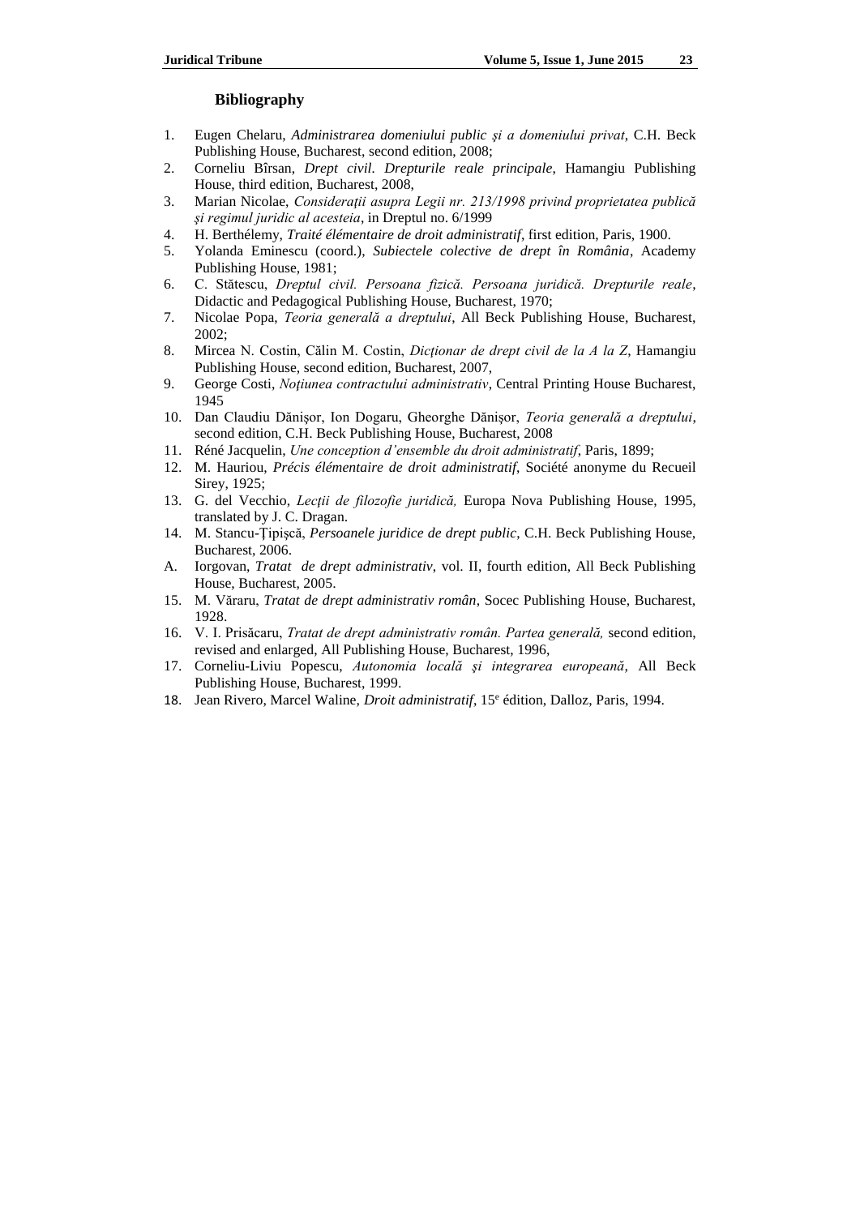## Bibliography

1. Eugen Chelaru, *Administrarea domeniului public şi a domeniului privat*, C.H. Beck Publishing House, Bucharest, second edition, 2008;
2. Corneliu Bîrsan, *Drept civil. Drepturile reale principale*, Hamangiu Publishing House, third edition, Bucharest, 2008,
3. Marian Nicolae, *Consideraţii asupra Legii nr. 213/1998 privind proprietatea publică şi regimul juridic al acesteia*, in Dreptul no. 6/1999
4. H. Berthélemy, *Traité élémentaire de droit administratif*, first edition, Paris, 1900.
5. Yolanda Eminescu (coord.), *Subiectele colective de drept în România*, Academy Publishing House, 1981;
6. C. Stătescu, *Dreptul civil. Persoana fizică. Persoana juridică. Drepturile reale*, Didactic and Pedagogical Publishing House, Bucharest, 1970;
7. Nicolae Popa, *Teoria generală a dreptului*, All Beck Publishing House, Bucharest, 2002;
8. Mircea N. Costin, Călin M. Costin, *Dicţionar de drept civil de la A la Z*, Hamangiu Publishing House, second edition, Bucharest, 2007,
9. George Costi, *Noţiunea contractului administrativ*, Central Printing House Bucharest, 1945
10. Dan Claudiu Dănişor, Ion Dogaru, Gheorghe Dănişor, *Teoria generală a dreptului*, second edition, C.H. Beck Publishing House, Bucharest, 2008
11. Réné Jacquelin, *Une conception d'ensemble du droit administratif*, Paris, 1899;
12. M. Hauriou, *Précis élémentaire de droit administratif*, Société anonyme du Recueil Sirey, 1925;
13. G. del Vecchio, *Lecţii de filozofie juridică,* Europa Nova Publishing House, 1995, translated by J. C. Dragan.
14. M. Stancu-Ţipişcă, *Persoanele juridice de drept public*, C.H. Beck Publishing House, Bucharest, 2006.

A. Iorgovan, *Tratat de drept administrativ*, vol. II, fourth edition, All Beck Publishing House, Bucharest, 2005.

15. M. Văraru, *Tratat de drept administrativ român*, Socec Publishing House, Bucharest, 1928.
16. V. I. Prisăcaru, *Tratat de drept administrativ român. Partea generală,* second edition, revised and enlarged, All Publishing House, Bucharest, 1996,
17. Corneliu-Liviu Popescu, *Autonomia locală şi integrarea europeană*, All Beck Publishing House, Bucharest, 1999.
18. Jean Rivero, Marcel Waline, *Droit administratif*, 15[e] édition, Dalloz, Paris, 1994.